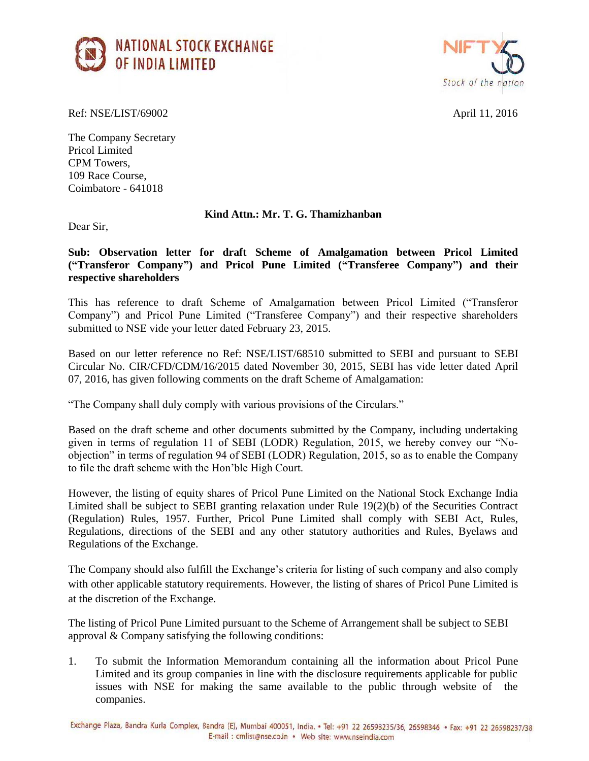**NATIONAL STOCK EXCHANGE OF INDIA LIMITED**

Ref: NSE/LIST/69002

April 11, 2016

The Company Secretary
Pricol Limited
CPM Towers,
109 Race Course,
Coimbatore - 641018

**Kind Attn.: Mr. T. G. Thamizhanban**

Dear Sir,

**Sub: Observation letter for draft Scheme of Amalgamation between Pricol Limited ("Transferor Company") and Pricol Pune Limited ("Transferee Company") and their respective shareholders**

This has reference to draft Scheme of Amalgamation between Pricol Limited ("Transferor Company") and Pricol Pune Limited ("Transferee Company") and their respective shareholders submitted to NSE vide your letter dated February 23, 2015.

Based on our letter reference no Ref: NSE/LIST/68510 submitted to SEBI and pursuant to SEBI Circular No. CIR/CFD/CDM/16/2015 dated November 30, 2015, SEBI has vide letter dated April 07, 2016, has given following comments on the draft Scheme of Amalgamation:

"The Company shall duly comply with various provisions of the Circulars."

Based on the draft scheme and other documents submitted by the Company, including undertaking given in terms of regulation 11 of SEBI (LODR) Regulation, 2015, we hereby convey our "No-objection" in terms of regulation 94 of SEBI (LODR) Regulation, 2015, so as to enable the Company to file the draft scheme with the Hon'ble High Court.

However, the listing of equity shares of Pricol Pune Limited on the National Stock Exchange India Limited shall be subject to SEBI granting relaxation under Rule 19(2)(b) of the Securities Contract (Regulation) Rules, 1957. Further, Pricol Pune Limited shall comply with SEBI Act, Rules, Regulations, directions of the SEBI and any other statutory authorities and Rules, Byelaws and Regulations of the Exchange.

The Company should also fulfill the Exchange's criteria for listing of such company and also comply with other applicable statutory requirements. However, the listing of shares of Pricol Pune Limited is at the discretion of the Exchange.

The listing of Pricol Pune Limited pursuant to the Scheme of Arrangement shall be subject to SEBI approval & Company satisfying the following conditions:

1. To submit the Information Memorandum containing all the information about Pricol Pune Limited and its group companies in line with the disclosure requirements applicable for public issues with NSE for making the same available to the public through website of the companies.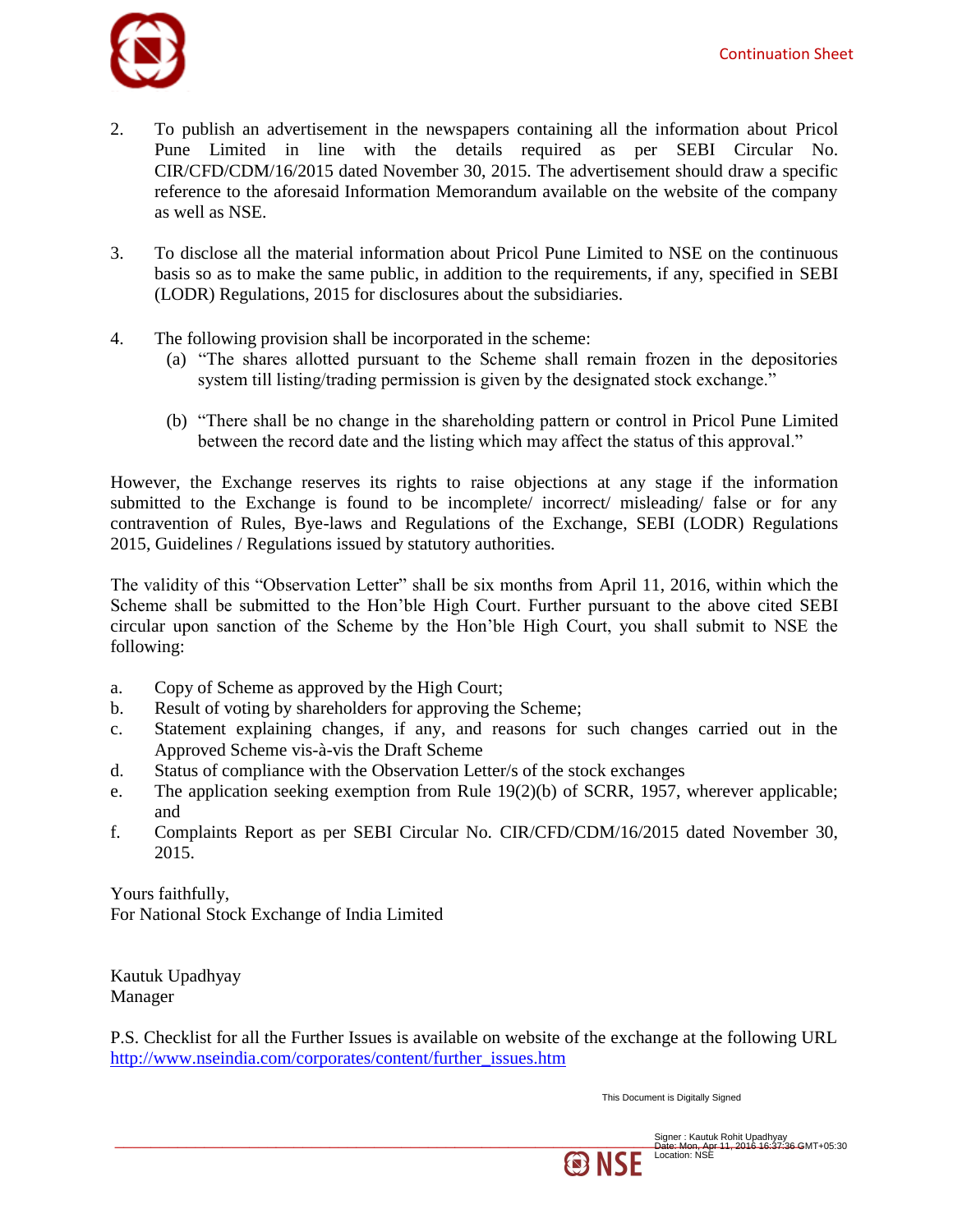2. To publish an advertisement in the newspapers containing all the information about Pricol Pune Limited in line with the details required as per SEBI Circular No. CIR/CFD/CDM/16/2015 dated November 30, 2015. The advertisement should draw a specific reference to the aforesaid Information Memorandum available on the website of the company as well as NSE.

3. To disclose all the material information about Pricol Pune Limited to NSE on the continuous basis so as to make the same public, in addition to the requirements, if any, specified in SEBI (LODR) Regulations, 2015 for disclosures about the subsidiaries.

4. The following provision shall be incorporated in the scheme:
   (a) "The shares allotted pursuant to the Scheme shall remain frozen in the depositories system till listing/trading permission is given by the designated stock exchange."

   (b) "There shall be no change in the shareholding pattern or control in Pricol Pune Limited between the record date and the listing which may affect the status of this approval."

However, the Exchange reserves its rights to raise objections at any stage if the information submitted to the Exchange is found to be incomplete/ incorrect/ misleading/ false or for any contravention of Rules, Bye-laws and Regulations of the Exchange, SEBI (LODR) Regulations 2015, Guidelines / Regulations issued by statutory authorities.

The validity of this "Observation Letter" shall be six months from April 11, 2016, within which the Scheme shall be submitted to the Hon'ble High Court. Further pursuant to the above cited SEBI circular upon sanction of the Scheme by the Hon'ble High Court, you shall submit to NSE the following:

a. Copy of Scheme as approved by the High Court;
b. Result of voting by shareholders for approving the Scheme;
c. Statement explaining changes, if any, and reasons for such changes carried out in the Approved Scheme vis-à-vis the Draft Scheme
d. Status of compliance with the Observation Letter/s of the stock exchanges
e. The application seeking exemption from Rule 19(2)(b) of SCRR, 1957, wherever applicable; and
f. Complaints Report as per SEBI Circular No. CIR/CFD/CDM/16/2015 dated November 30, 2015.

Yours faithfully,
For National Stock Exchange of India Limited

Kautuk Upadhyay
Manager

P.S. Checklist for all the Further Issues is available on website of the exchange at the following URL http://www.nseindia.com/corporates/content/further_issues.htm

This Document is Digitally Signed

Signer : Kautuk Rohit Upadhyay
Date: Mon, Apr 11, 2016 16:37:36 GMT+05:30
Location: NSE